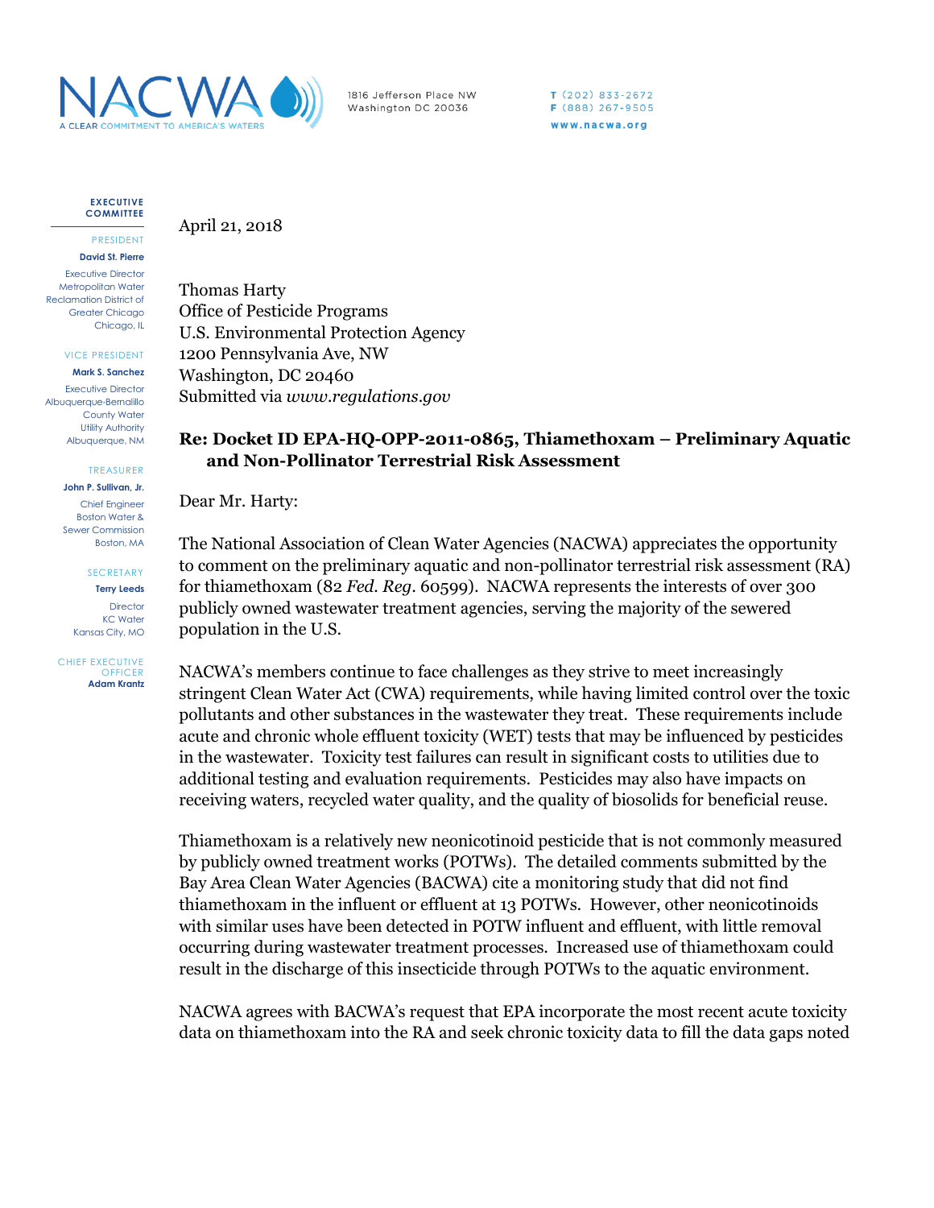NACWA
A CLEAR COMMITMENT TO AMERICA'S WATERS

1816 Jefferson Place NW
Washington DC 20036

T (202) 833-2672
F (888) 267-9505
www.nacwa.org

**EXECUTIVE COMMITTEE**

PRESIDENT
**David St. Pierre**
Executive Director
Metropolitan Water Reclamation District of Greater Chicago
Chicago, IL

VICE PRESIDENT
**Mark S. Sanchez**
Executive Director
Albuquerque-Bernalillo County Water Utility Authority
Albuquerque, NM

TREASURER
**John P. Sullivan, Jr.**
Chief Engineer
Boston Water & Sewer Commission
Boston, MA

SECRETARY
**Terry Leeds**
Director
KC Water
Kansas City, MO

CHIEF EXECUTIVE OFFICER
**Adam Krantz**

April 21, 2018

Thomas Harty
Office of Pesticide Programs
U.S. Environmental Protection Agency
1200 Pennsylvania Ave, NW
Washington, DC 20460
Submitted via *www.regulations.gov*

**Re: Docket ID EPA-HQ-OPP-2011-0865, Thiamethoxam – Preliminary Aquatic and Non-Pollinator Terrestrial Risk Assessment**

Dear Mr. Harty:

The National Association of Clean Water Agencies (NACWA) appreciates the opportunity to comment on the preliminary aquatic and non-pollinator terrestrial risk assessment (RA) for thiamethoxam (82 *Fed. Reg*. 60599). NACWA represents the interests of over 300 publicly owned wastewater treatment agencies, serving the majority of the sewered population in the U.S.

NACWA's members continue to face challenges as they strive to meet increasingly stringent Clean Water Act (CWA) requirements, while having limited control over the toxic pollutants and other substances in the wastewater they treat. These requirements include acute and chronic whole effluent toxicity (WET) tests that may be influenced by pesticides in the wastewater. Toxicity test failures can result in significant costs to utilities due to additional testing and evaluation requirements. Pesticides may also have impacts on receiving waters, recycled water quality, and the quality of biosolids for beneficial reuse.

Thiamethoxam is a relatively new neonicotinoid pesticide that is not commonly measured by publicly owned treatment works (POTWs). The detailed comments submitted by the Bay Area Clean Water Agencies (BACWA) cite a monitoring study that did not find thiamethoxam in the influent or effluent at 13 POTWs. However, other neonicotinoids with similar uses have been detected in POTW influent and effluent, with little removal occurring during wastewater treatment processes. Increased use of thiamethoxam could result in the discharge of this insecticide through POTWs to the aquatic environment.

NACWA agrees with BACWA's request that EPA incorporate the most recent acute toxicity data on thiamethoxam into the RA and seek chronic toxicity data to fill the data gaps noted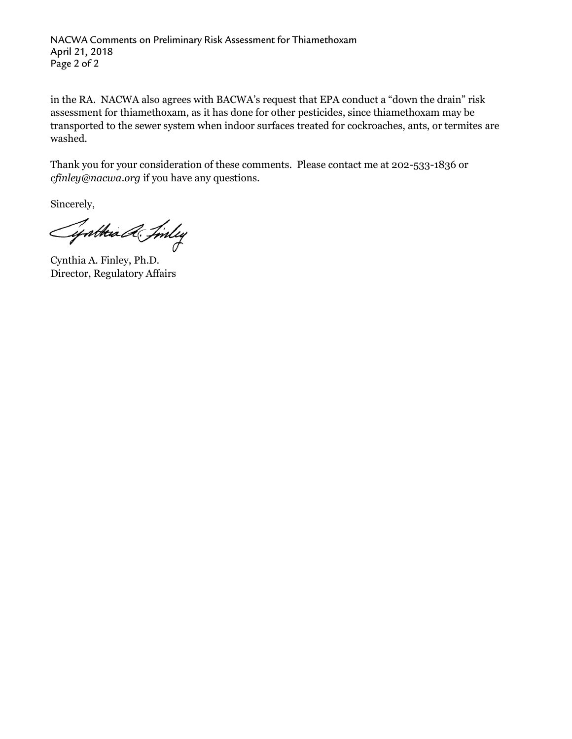in the RA. NACWA also agrees with BACWA's request that EPA conduct a "down the drain" risk assessment for thiamethoxam, as it has done for other pesticides, since thiamethoxam may be transported to the sewer system when indoor surfaces treated for cockroaches, ants, or termites are washed.

Thank you for your consideration of these comments. Please contact me at 202-533-1836 or *cfinley@nacwa.org* if you have any questions.

Sincerely,

Cynthia A. Finley, Ph.D.
Director, Regulatory Affairs